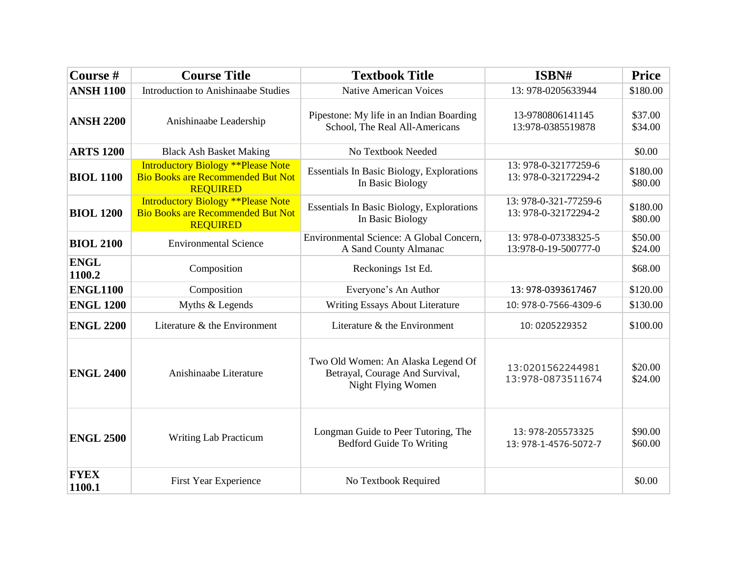| Course # | Course Title | Textbook Title | ISBN# | Price |
|---|---|---|---|---|
| **ANSH 1100** | Introduction to Anishinaabe Studies | Native American Voices | 13: 978-0205633944 | $180.00 |
| **ANSH 2200** | Anishinaabe Leadership | Pipestone: My life in an Indian Boarding School, The Real All-Americans | 13-9780806141145<br>13:978-0385519878 | $37.00<br>$34.00 |
| **ARTS 1200** | Black Ash Basket Making | No Textbook Needed | | $0.00 |
| **BIOL 1100** | Introductory Biology **Please Note Bio Books are Recommended But Not REQUIRED | Essentials In Basic Biology, Explorations In Basic Biology | 13: 978-0-32177259-6<br>13: 978-0-32172294-2 | $180.00<br>$80.00 |
| **BIOL 1200** | Introductory Biology **Please Note Bio Books are Recommended But Not REQUIRED | Essentials In Basic Biology, Explorations In Basic Biology | 13: 978-0-321-77259-6<br>13: 978-0-32172294-2 | $180.00<br>$80.00 |
| **BIOL 2100** | Environmental Science | Environmental Science: A Global Concern, A Sand County Almanac | 13: 978-0-07338325-5<br>13:978-0-19-500777-0 | $50.00<br>$24.00 |
| **ENGL 1100.2** | Composition | Reckonings 1st Ed. | | $68.00 |
| **ENGL1100** | Composition | Everyone's An Author | 13: 978-0393617467 | $120.00 |
| **ENGL 1200** | Myths & Legends | Writing Essays About Literature | 10: 978-0-7566-4309-6 | $130.00 |
| **ENGL 2200** | Literature & the Environment | Literature & the Environment | 10: 0205229352 | $100.00 |
| **ENGL 2400** | Anishinaabe Literature | Two Old Women: An Alaska Legend Of Betrayal, Courage And Survival, Night Flying Women | 13:0201562244981<br>13:978-0873511674 | $20.00<br>$24.00 |
| **ENGL 2500** | Writing Lab Practicum | Longman Guide to Peer Tutoring, The Bedford Guide To Writing | 13: 978-205573325<br>13: 978-1-4576-5072-7 | $90.00<br>$60.00 |
| **FYEX 1100.1** | First Year Experience | No Textbook Required | | $0.00 |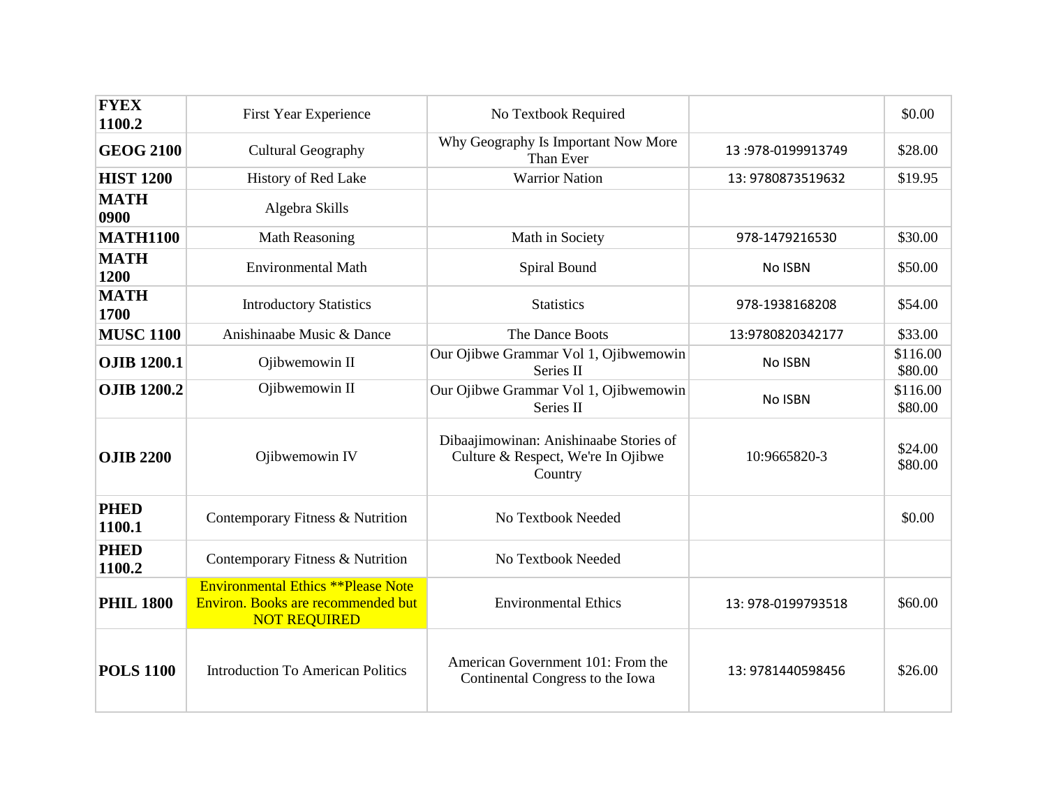| FYEX 1100.2 | First Year Experience | No Textbook Required | | $0.00 |
|---|---|---|---|---|
| **GEOG 2100** | Cultural Geography | Why Geography Is Important Now More Than Ever | 13 :978-0199913749 | $28.00 |
| **HIST 1200** | History of Red Lake | Warrior Nation | 13: 9780873519632 | $19.95 |
| **MATH 0900** | Algebra Skills | | | |
| **MATH1100** | Math Reasoning | Math in Society | 978-1479216530 | $30.00 |
| **MATH 1200** | Environmental Math | Spiral Bound | No ISBN | $50.00 |
| **MATH 1700** | Introductory Statistics | Statistics | 978-1938168208 | $54.00 |
| **MUSC 1100** | Anishinaabe Music & Dance | The Dance Boots | 13:9780820342177 | $33.00 |
| **OJIB 1200.1** | Ojibwemowin II | Our Ojibwe Grammar Vol 1, Ojibwemowin Series II | No ISBN | $116.00 $80.00 |
| **OJIB 1200.2** | Ojibwemowin II | Our Ojibwe Grammar Vol 1, Ojibwemowin Series II | No ISBN | $116.00 $80.00 |
| **OJIB 2200** | Ojibwemowin IV | Dibaajimowinan: Anishinaabe Stories of Culture & Respect, We're In Ojibwe Country | 10:9665820-3 | $24.00 $80.00 |
| **PHED 1100.1** | Contemporary Fitness & Nutrition | No Textbook Needed | | $0.00 |
| **PHED 1100.2** | Contemporary Fitness & Nutrition | No Textbook Needed | | |
| **PHIL 1800** | Environmental Ethics **Please Note Environ. Books are recommended but NOT REQUIRED | Environmental Ethics | 13: 978-0199793518 | $60.00 |
| **POLS 1100** | Introduction To American Politics | American Government 101: From the Continental Congress to the Iowa | 13: 9781440598456 | $26.00 |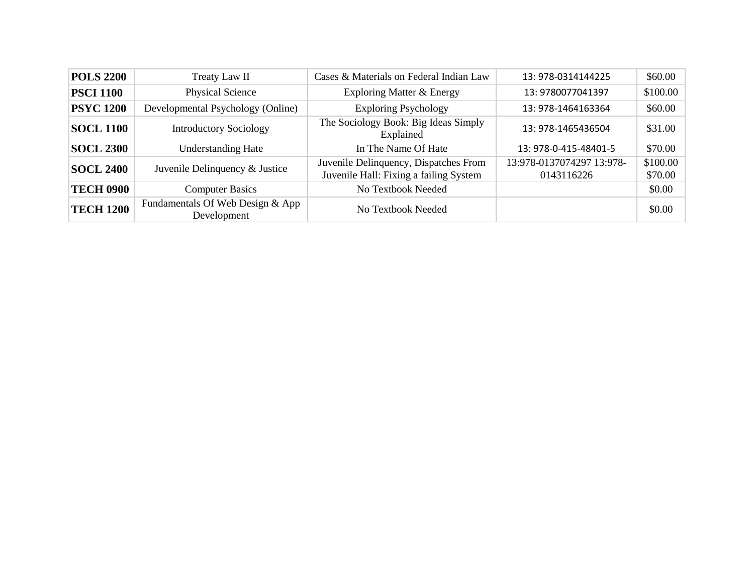| | | | | |
|---|---|---|---|---|
| **POLS 2200** | Treaty Law II | Cases & Materials on Federal Indian Law | 13: 978-0314144225 | $60.00 |
| **PSCI 1100** | Physical Science | Exploring Matter & Energy | 13: 9780077041397 | $100.00 |
| **PSYC 1200** | Developmental Psychology (Online) | Exploring Psychology | 13: 978-1464163364 | $60.00 |
| **SOCL 1100** | Introductory Sociology | The Sociology Book: Big Ideas Simply Explained | 13: 978-1465436504 | $31.00 |
| **SOCL 2300** | Understanding Hate | In The Name Of Hate | 13: 978-0-415-48401-5 | $70.00 |
| **SOCL 2400** | Juvenile Delinquency & Justice | Juvenile Delinquency, Dispatches From Juvenile Hall: Fixing a failing System | 13:978-0137074297 13:978-0143116226 | $100.00 $70.00 |
| **TECH 0900** | Computer Basics | No Textbook Needed | | $0.00 |
| **TECH 1200** | Fundamentals Of Web Design & App Development | No Textbook Needed | | $0.00 |